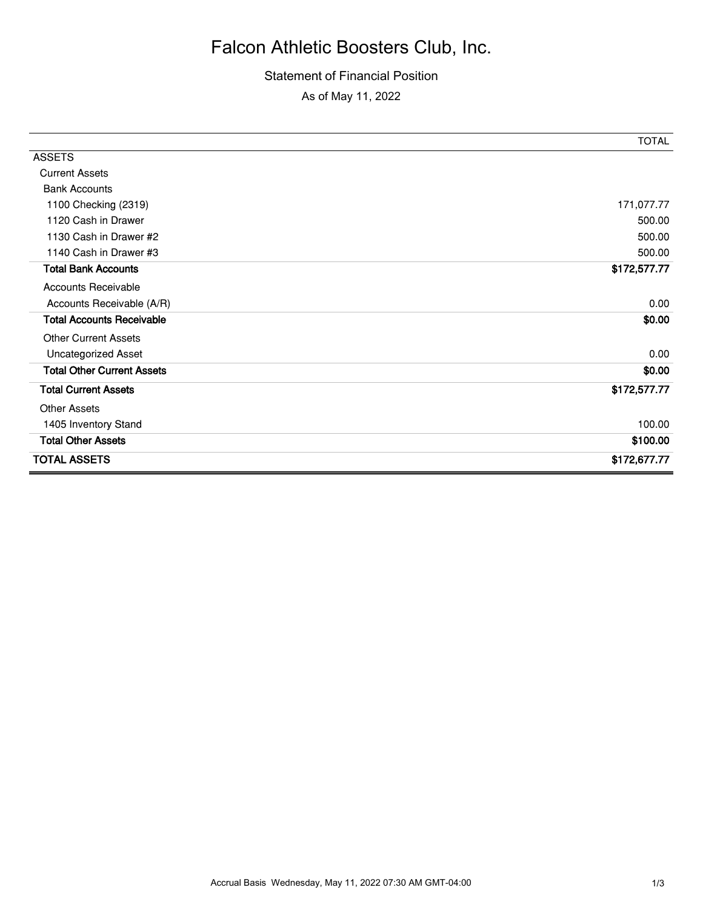# Falcon Athletic Boosters Club, Inc.

Statement of Financial Position

As of May 11, 2022

| | TOTAL |
|---|---|
| ASSETS | |
| Current Assets | |
| Bank Accounts | |
| 1100 Checking (2319) | 171,077.77 |
| 1120 Cash in Drawer | 500.00 |
| 1130 Cash in Drawer #2 | 500.00 |
| 1140 Cash in Drawer #3 | 500.00 |
| **Total Bank Accounts** | **$172,577.77** |
| Accounts Receivable | |
| Accounts Receivable (A/R) | 0.00 |
| **Total Accounts Receivable** | **$0.00** |
| Other Current Assets | |
| Uncategorized Asset | 0.00 |
| **Total Other Current Assets** | **$0.00** |
| **Total Current Assets** | **$172,577.77** |
| Other Assets | |
| 1405 Inventory Stand | 100.00 |
| **Total Other Assets** | **$100.00** |
| **TOTAL ASSETS** | **$172,677.77** |

Accrual Basis Wednesday, May 11, 2022 07:30 AM GMT-04:00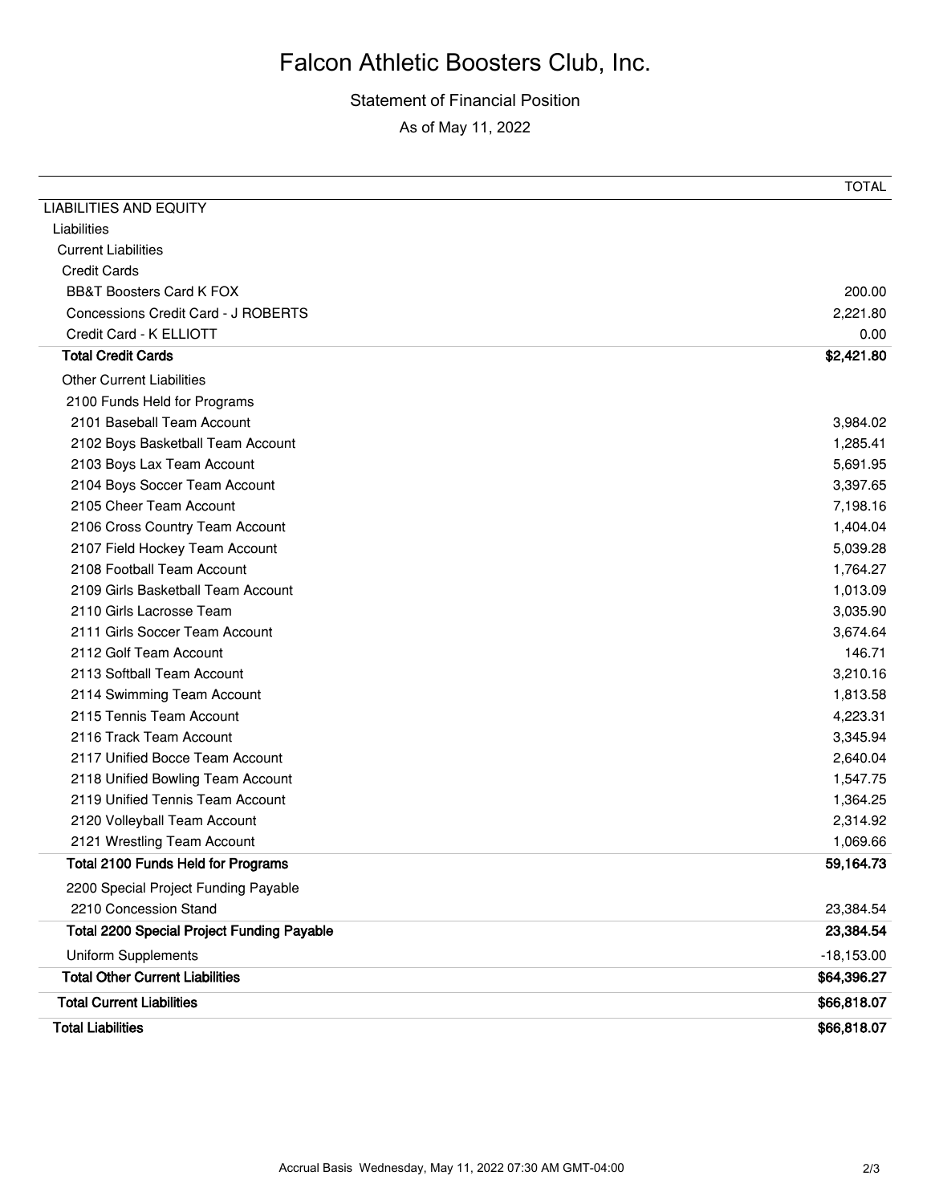# Falcon Athletic Boosters Club, Inc.

Statement of Financial Position

As of May 11, 2022

| | TOTAL |
|---|---|
| LIABILITIES AND EQUITY | |
| Liabilities | |
| Current Liabilities | |
| Credit Cards | |
| BB&T Boosters Card K FOX | 200.00 |
| Concessions Credit Card - J ROBERTS | 2,221.80 |
| Credit Card - K ELLIOTT | 0.00 |
| **Total Credit Cards** | **$2,421.80** |
| Other Current Liabilities | |
| 2100 Funds Held for Programs | |
| 2101 Baseball Team Account | 3,984.02 |
| 2102 Boys Basketball Team Account | 1,285.41 |
| 2103 Boys Lax Team Account | 5,691.95 |
| 2104 Boys Soccer Team Account | 3,397.65 |
| 2105 Cheer Team Account | 7,198.16 |
| 2106 Cross Country Team Account | 1,404.04 |
| 2107 Field Hockey Team Account | 5,039.28 |
| 2108 Football Team Account | 1,764.27 |
| 2109 Girls Basketball Team Account | 1,013.09 |
| 2110 Girls Lacrosse Team | 3,035.90 |
| 2111 Girls Soccer Team Account | 3,674.64 |
| 2112 Golf Team Account | 146.71 |
| 2113 Softball Team Account | 3,210.16 |
| 2114 Swimming Team Account | 1,813.58 |
| 2115 Tennis Team Account | 4,223.31 |
| 2116 Track Team Account | 3,345.94 |
| 2117 Unified Bocce Team Account | 2,640.04 |
| 2118 Unified Bowling Team Account | 1,547.75 |
| 2119 Unified Tennis Team Account | 1,364.25 |
| 2120 Volleyball Team Account | 2,314.92 |
| 2121 Wrestling Team Account | 1,069.66 |
| **Total 2100 Funds Held for Programs** | **59,164.73** |
| 2200 Special Project Funding Payable | |
| 2210 Concession Stand | 23,384.54 |
| **Total 2200 Special Project Funding Payable** | **23,384.54** |
| Uniform Supplements | -18,153.00 |
| **Total Other Current Liabilities** | **$64,396.27** |
| **Total Current Liabilities** | **$66,818.07** |
| **Total Liabilities** | **$66,818.07** |

Accrual Basis Wednesday, May 11, 2022 07:30 AM GMT-04:00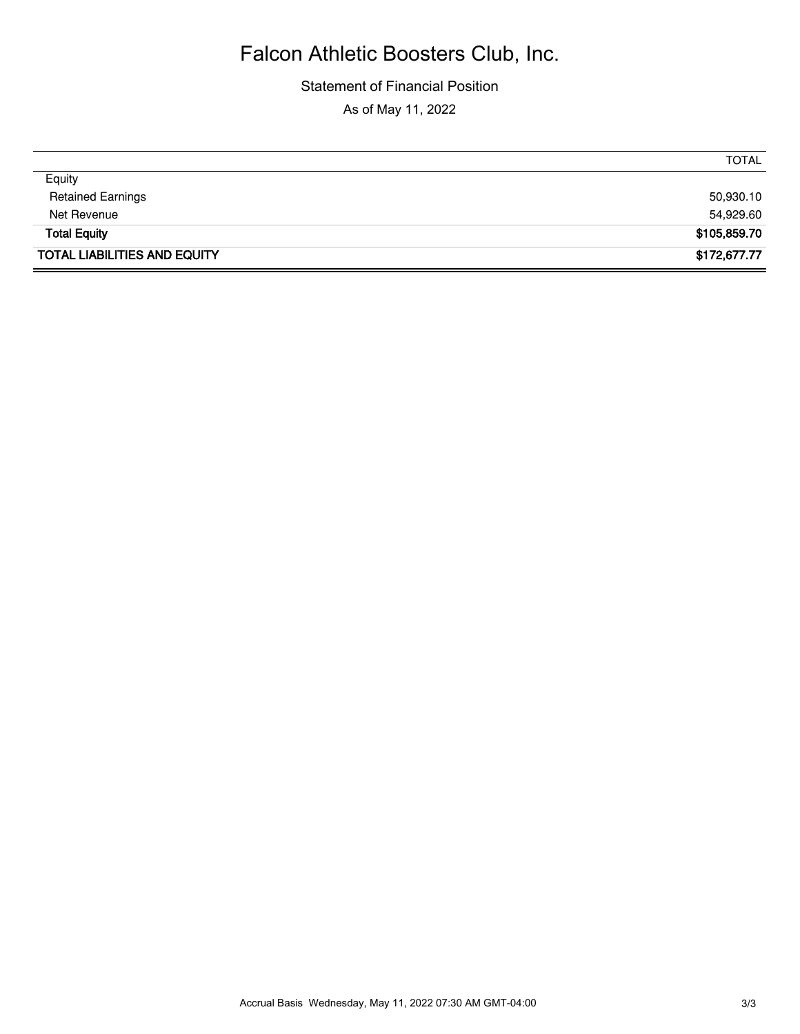# Falcon Athletic Boosters Club, Inc.

Statement of Financial Position

As of May 11, 2022

| | TOTAL |
|---|---|
| Equity | |
| Retained Earnings | 50,930.10 |
| Net Revenue | 54,929.60 |
| **Total Equity** | **$105,859.70** |
| **TOTAL LIABILITIES AND EQUITY** | **$172,677.77** |

Accrual Basis Wednesday, May 11, 2022 07:30 AM GMT-04:00